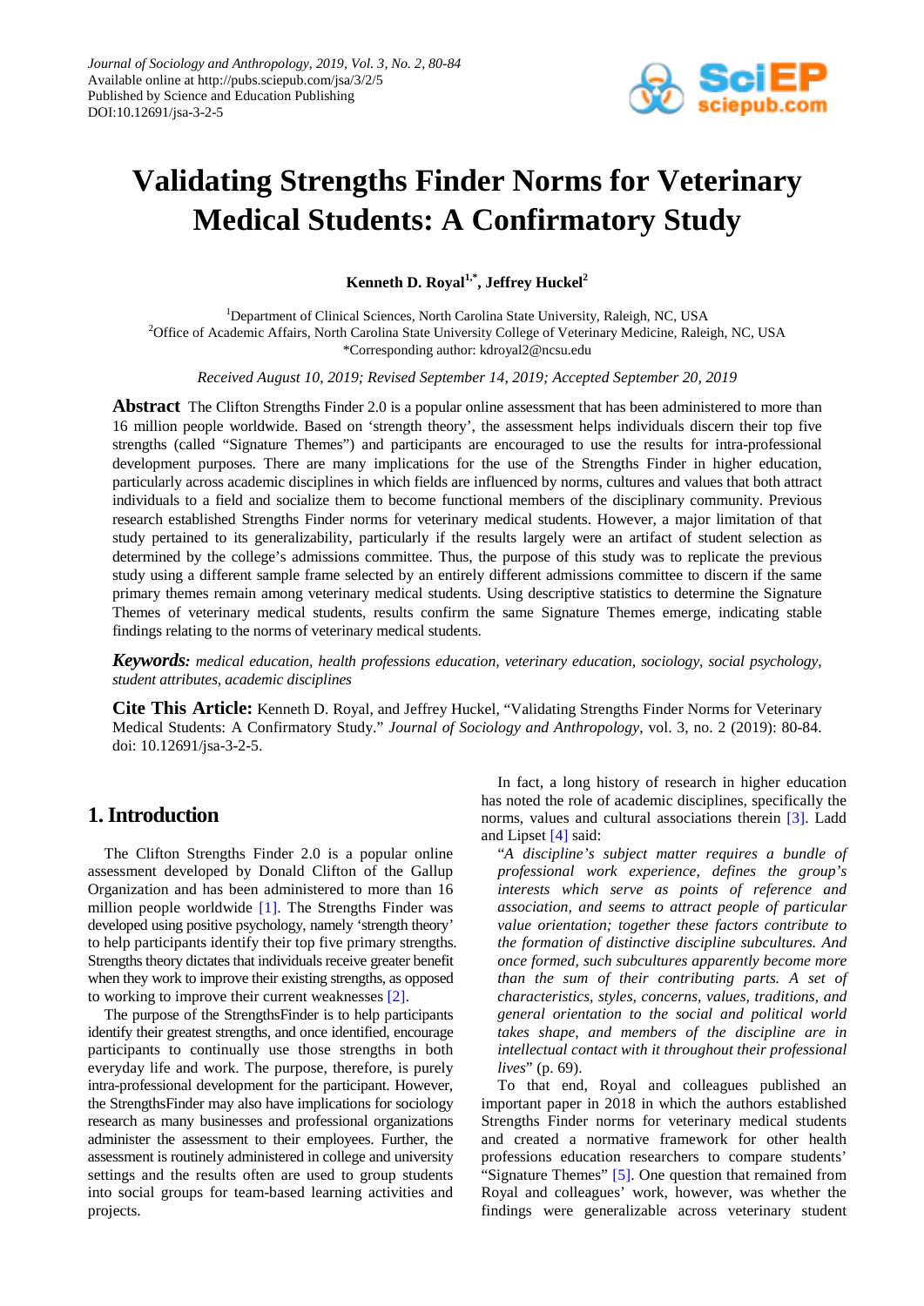# Validating Strengths Finder Norms for Veterinary Medical Students: A Confirmatory Study

**Kenneth D. Royal[1,*], Jeffrey Huckel[2]**

[1]Department of Clinical Sciences, North Carolina State University, Raleigh, NC, USA
[2]Office of Academic Affairs, North Carolina State University College of Veterinary Medicine, Raleigh, NC, USA
*Corresponding author: kdroyal2@ncsu.edu

*Received August 10, 2019; Revised September 14, 2019; Accepted September 20, 2019*

**Abstract** The Clifton Strengths Finder 2.0 is a popular online assessment that has been administered to more than 16 million people worldwide. Based on 'strength theory', the assessment helps individuals discern their top five strengths (called "Signature Themes") and participants are encouraged to use the results for intra-professional development purposes. There are many implications for the use of the Strengths Finder in higher education, particularly across academic disciplines in which fields are influenced by norms, cultures and values that both attract individuals to a field and socialize them to become functional members of the disciplinary community. Previous research established Strengths Finder norms for veterinary medical students. However, a major limitation of that study pertained to its generalizability, particularly if the results largely were an artifact of student selection as determined by the college's admissions committee. Thus, the purpose of this study was to replicate the previous study using a different sample frame selected by an entirely different admissions committee to discern if the same primary themes remain among veterinary medical students. Using descriptive statistics to determine the Signature Themes of veterinary medical students, results confirm the same Signature Themes emerge, indicating stable findings relating to the norms of veterinary medical students.

***Keywords:*** *medical education, health professions education, veterinary education, sociology, social psychology, student attributes, academic disciplines*

**Cite This Article:** Kenneth D. Royal, and Jeffrey Huckel, "Validating Strengths Finder Norms for Veterinary Medical Students: A Confirmatory Study." *Journal of Sociology and Anthropology*, vol. 3, no. 2 (2019): 80-84. doi: 10.12691/jsa-3-2-5.

## 1. Introduction

The Clifton Strengths Finder 2.0 is a popular online assessment developed by Donald Clifton of the Gallup Organization and has been administered to more than 16 million people worldwide [1]. The Strengths Finder was developed using positive psychology, namely 'strength theory' to help participants identify their top five primary strengths. Strengths theory dictates that individuals receive greater benefit when they work to improve their existing strengths, as opposed to working to improve their current weaknesses [2].

The purpose of the StrengthsFinder is to help participants identify their greatest strengths, and once identified, encourage participants to continually use those strengths in both everyday life and work. The purpose, therefore, is purely intra-professional development for the participant. However, the StrengthsFinder may also have implications for sociology research as many businesses and professional organizations administer the assessment to their employees. Further, the assessment is routinely administered in college and university settings and the results often are used to group students into social groups for team-based learning activities and projects.

In fact, a long history of research in higher education has noted the role of academic disciplines, specifically the norms, values and cultural associations therein [3]. Ladd and Lipset [4] said:

"*A discipline's subject matter requires a bundle of professional work experience, defines the group's interests which serve as points of reference and association, and seems to attract people of particular value orientation; together these factors contribute to the formation of distinctive discipline subcultures. And once formed, such subcultures apparently become more than the sum of their contributing parts. A set of characteristics, styles, concerns, values, traditions, and general orientation to the social and political world takes shape, and members of the discipline are in intellectual contact with it throughout their professional lives*" (p. 69).

To that end, Royal and colleagues published an important paper in 2018 in which the authors established Strengths Finder norms for veterinary medical students and created a normative framework for other health professions education researchers to compare students' "Signature Themes" [5]. One question that remained from Royal and colleagues' work, however, was whether the findings were generalizable across veterinary student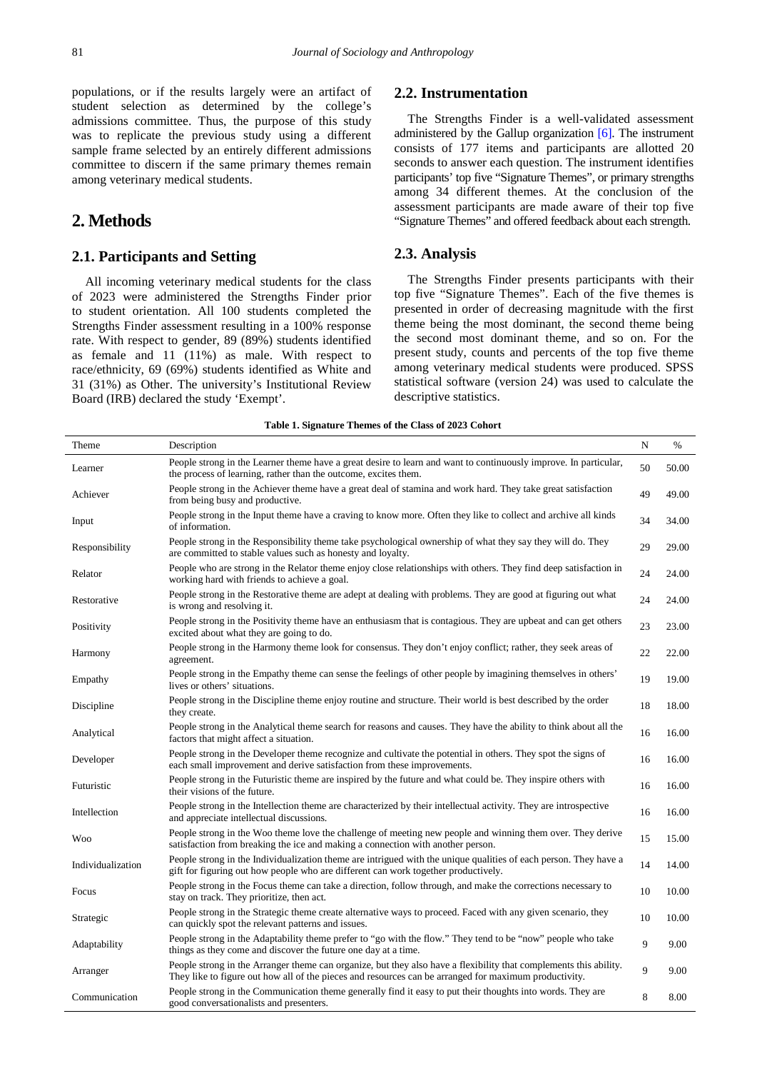populations, or if the results largely were an artifact of student selection as determined by the college's admissions committee. Thus, the purpose of this study was to replicate the previous study using a different sample frame selected by an entirely different admissions committee to discern if the same primary themes remain among veterinary medical students.

# 2. Methods

## 2.1. Participants and Setting

All incoming veterinary medical students for the class of 2023 were administered the Strengths Finder prior to student orientation. All 100 students completed the Strengths Finder assessment resulting in a 100% response rate. With respect to gender, 89 (89%) students identified as female and 11 (11%) as male. With respect to race/ethnicity, 69 (69%) students identified as White and 31 (31%) as Other. The university's Institutional Review Board (IRB) declared the study 'Exempt'.

## 2.2. Instrumentation

The Strengths Finder is a well-validated assessment administered by the Gallup organization [6]. The instrument consists of 177 items and participants are allotted 20 seconds to answer each question. The instrument identifies participants' top five "Signature Themes", or primary strengths among 34 different themes. At the conclusion of the assessment participants are made aware of their top five "Signature Themes" and offered feedback about each strength.

## 2.3. Analysis

The Strengths Finder presents participants with their top five "Signature Themes". Each of the five themes is presented in order of decreasing magnitude with the first theme being the most dominant, the second theme being the second most dominant theme, and so on. For the present study, counts and percents of the top five theme among veterinary medical students were produced. SPSS statistical software (version 24) was used to calculate the descriptive statistics.

**Table 1. Signature Themes of the Class of 2023 Cohort**

| Theme | Description | N | % |
|---|---|---|---|
| Learner | People strong in the Learner theme have a great desire to learn and want to continuously improve. In particular, the process of learning, rather than the outcome, excites them. | 50 | 50.00 |
| Achiever | People strong in the Achiever theme have a great deal of stamina and work hard. They take great satisfaction from being busy and productive. | 49 | 49.00 |
| Input | People strong in the Input theme have a craving to know more. Often they like to collect and archive all kinds of information. | 34 | 34.00 |
| Responsibility | People strong in the Responsibility theme take psychological ownership of what they say they will do. They are committed to stable values such as honesty and loyalty. | 29 | 29.00 |
| Relator | People who are strong in the Relator theme enjoy close relationships with others. They find deep satisfaction in working hard with friends to achieve a goal. | 24 | 24.00 |
| Restorative | People strong in the Restorative theme are adept at dealing with problems. They are good at figuring out what is wrong and resolving it. | 24 | 24.00 |
| Positivity | People strong in the Positivity theme have an enthusiasm that is contagious. They are upbeat and can get others excited about what they are going to do. | 23 | 23.00 |
| Harmony | People strong in the Harmony theme look for consensus. They don't enjoy conflict; rather, they seek areas of agreement. | 22 | 22.00 |
| Empathy | People strong in the Empathy theme can sense the feelings of other people by imagining themselves in others' lives or others' situations. | 19 | 19.00 |
| Discipline | People strong in the Discipline theme enjoy routine and structure. Their world is best described by the order they create. | 18 | 18.00 |
| Analytical | People strong in the Analytical theme search for reasons and causes. They have the ability to think about all the factors that might affect a situation. | 16 | 16.00 |
| Developer | People strong in the Developer theme recognize and cultivate the potential in others. They spot the signs of each small improvement and derive satisfaction from these improvements. | 16 | 16.00 |
| Futuristic | People strong in the Futuristic theme are inspired by the future and what could be. They inspire others with their visions of the future. | 16 | 16.00 |
| Intellection | People strong in the Intellection theme are characterized by their intellectual activity. They are introspective and appreciate intellectual discussions. | 16 | 16.00 |
| Woo | People strong in the Woo theme love the challenge of meeting new people and winning them over. They derive satisfaction from breaking the ice and making a connection with another person. | 15 | 15.00 |
| Individualization | People strong in the Individualization theme are intrigued with the unique qualities of each person. They have a gift for figuring out how people who are different can work together productively. | 14 | 14.00 |
| Focus | People strong in the Focus theme can take a direction, follow through, and make the corrections necessary to stay on track. They prioritize, then act. | 10 | 10.00 |
| Strategic | People strong in the Strategic theme create alternative ways to proceed. Faced with any given scenario, they can quickly spot the relevant patterns and issues. | 10 | 10.00 |
| Adaptability | People strong in the Adaptability theme prefer to "go with the flow." They tend to be "now" people who take things as they come and discover the future one day at a time. | 9 | 9.00 |
| Arranger | People strong in the Arranger theme can organize, but they also have a flexibility that complements this ability. They like to figure out how all of the pieces and resources can be arranged for maximum productivity. | 9 | 9.00 |
| Communication | People strong in the Communication theme generally find it easy to put their thoughts into words. They are good conversationalists and presenters. | 8 | 8.00 |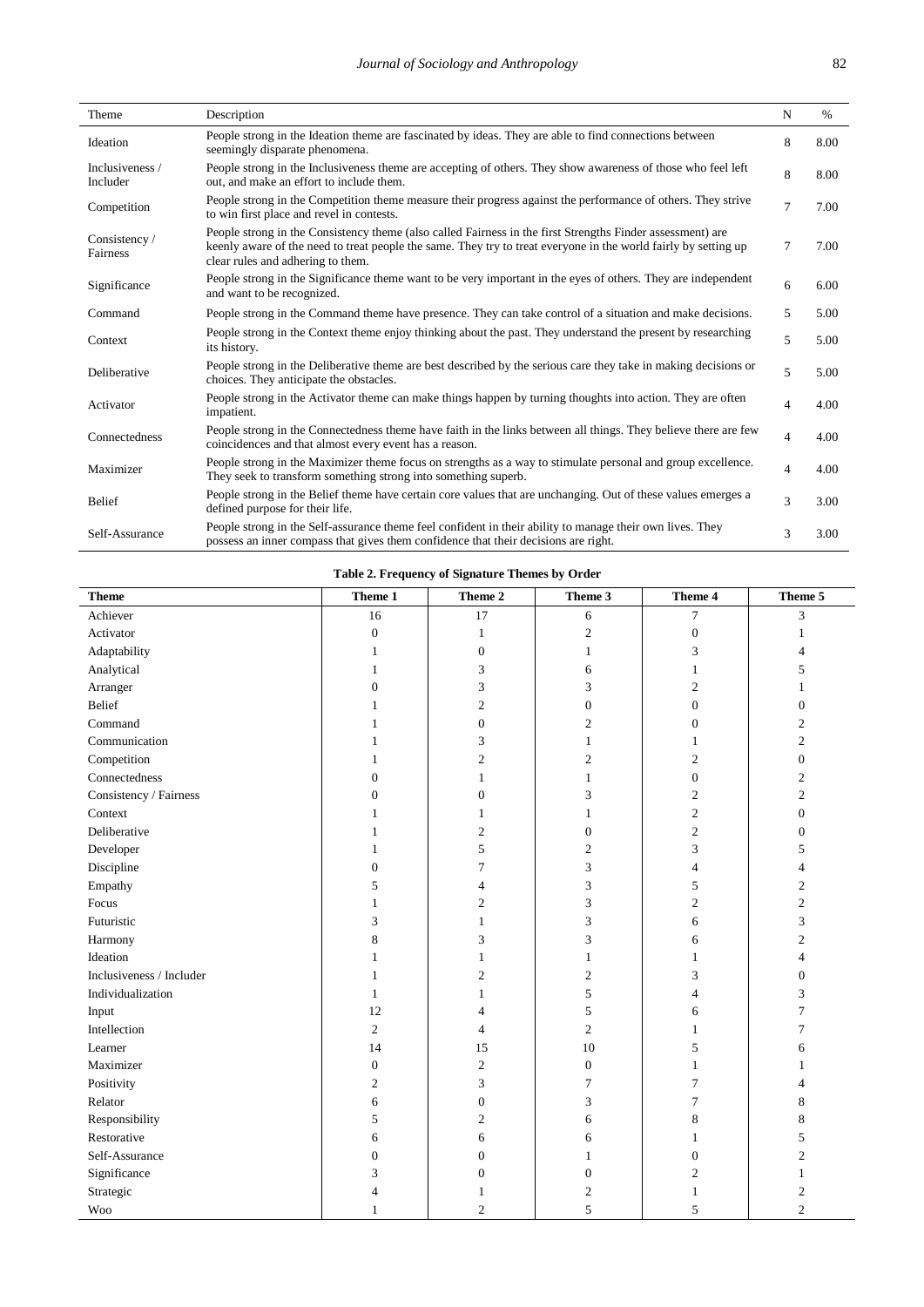| Theme | Description | N | % |
|---|---|---|---|
| Ideation | People strong in the Ideation theme are fascinated by ideas. They are able to find connections between seemingly disparate phenomena. | 8 | 8.00 |
| Inclusiveness / Includer | People strong in the Inclusiveness theme are accepting of others. They show awareness of those who feel left out, and make an effort to include them. | 8 | 8.00 |
| Competition | People strong in the Competition theme measure their progress against the performance of others. They strive to win first place and revel in contests. | 7 | 7.00 |
| Consistency / Fairness | People strong in the Consistency theme (also called Fairness in the first Strengths Finder assessment) are keenly aware of the need to treat people the same. They try to treat everyone in the world fairly by setting up clear rules and adhering to them. | 7 | 7.00 |
| Significance | People strong in the Significance theme want to be very important in the eyes of others. They are independent and want to be recognized. | 6 | 6.00 |
| Command | People strong in the Command theme have presence. They can take control of a situation and make decisions. | 5 | 5.00 |
| Context | People strong in the Context theme enjoy thinking about the past. They understand the present by researching its history. | 5 | 5.00 |
| Deliberative | People strong in the Deliberative theme are best described by the serious care they take in making decisions or choices. They anticipate the obstacles. | 5 | 5.00 |
| Activator | People strong in the Activator theme can make things happen by turning thoughts into action. They are often impatient. | 4 | 4.00 |
| Connectedness | People strong in the Connectedness theme have faith in the links between all things. They believe there are few coincidences and that almost every event has a reason. | 4 | 4.00 |
| Maximizer | People strong in the Maximizer theme focus on strengths as a way to stimulate personal and group excellence. They seek to transform something strong into something superb. | 4 | 4.00 |
| Belief | People strong in the Belief theme have certain core values that are unchanging. Out of these values emerges a defined purpose for their life. | 3 | 3.00 |
| Self-Assurance | People strong in the Self-assurance theme feel confident in their ability to manage their own lives. They possess an inner compass that gives them confidence that their decisions are right. | 3 | 3.00 |

**Table 2. Frequency of Signature Themes by Order**

| Theme | Theme 1 | Theme 2 | Theme 3 | Theme 4 | Theme 5 |
|---|---|---|---|---|---|
| Achiever | 16 | 17 | 6 | 7 | 3 |
| Activator | 0 | 1 | 2 | 0 | 1 |
| Adaptability | 1 | 0 | 1 | 3 | 4 |
| Analytical | 1 | 3 | 6 | 1 | 5 |
| Arranger | 0 | 3 | 3 | 2 | 1 |
| Belief | 1 | 2 | 0 | 0 | 0 |
| Command | 1 | 0 | 2 | 0 | 2 |
| Communication | 1 | 3 | 1 | 1 | 2 |
| Competition | 1 | 2 | 2 | 2 | 0 |
| Connectedness | 0 | 1 | 1 | 0 | 2 |
| Consistency / Fairness | 0 | 0 | 3 | 2 | 2 |
| Context | 1 | 1 | 1 | 2 | 0 |
| Deliberative | 1 | 2 | 0 | 2 | 0 |
| Developer | 1 | 5 | 2 | 3 | 5 |
| Discipline | 0 | 7 | 3 | 4 | 4 |
| Empathy | 5 | 4 | 3 | 5 | 2 |
| Focus | 1 | 2 | 3 | 2 | 2 |
| Futuristic | 3 | 1 | 3 | 6 | 3 |
| Harmony | 8 | 3 | 3 | 6 | 2 |
| Ideation | 1 | 1 | 1 | 1 | 4 |
| Inclusiveness / Includer | 1 | 2 | 2 | 3 | 0 |
| Individualization | 1 | 1 | 5 | 4 | 3 |
| Input | 12 | 4 | 5 | 6 | 7 |
| Intellection | 2 | 4 | 2 | 1 | 7 |
| Learner | 14 | 15 | 10 | 5 | 6 |
| Maximizer | 0 | 2 | 0 | 1 | 1 |
| Positivity | 2 | 3 | 7 | 7 | 4 |
| Relator | 6 | 0 | 3 | 7 | 8 |
| Responsibility | 5 | 2 | 6 | 8 | 8 |
| Restorative | 6 | 6 | 6 | 1 | 5 |
| Self-Assurance | 0 | 0 | 1 | 0 | 2 |
| Significance | 3 | 0 | 0 | 2 | 1 |
| Strategic | 4 | 1 | 2 | 1 | 2 |
| Woo | 1 | 2 | 5 | 5 | 2 |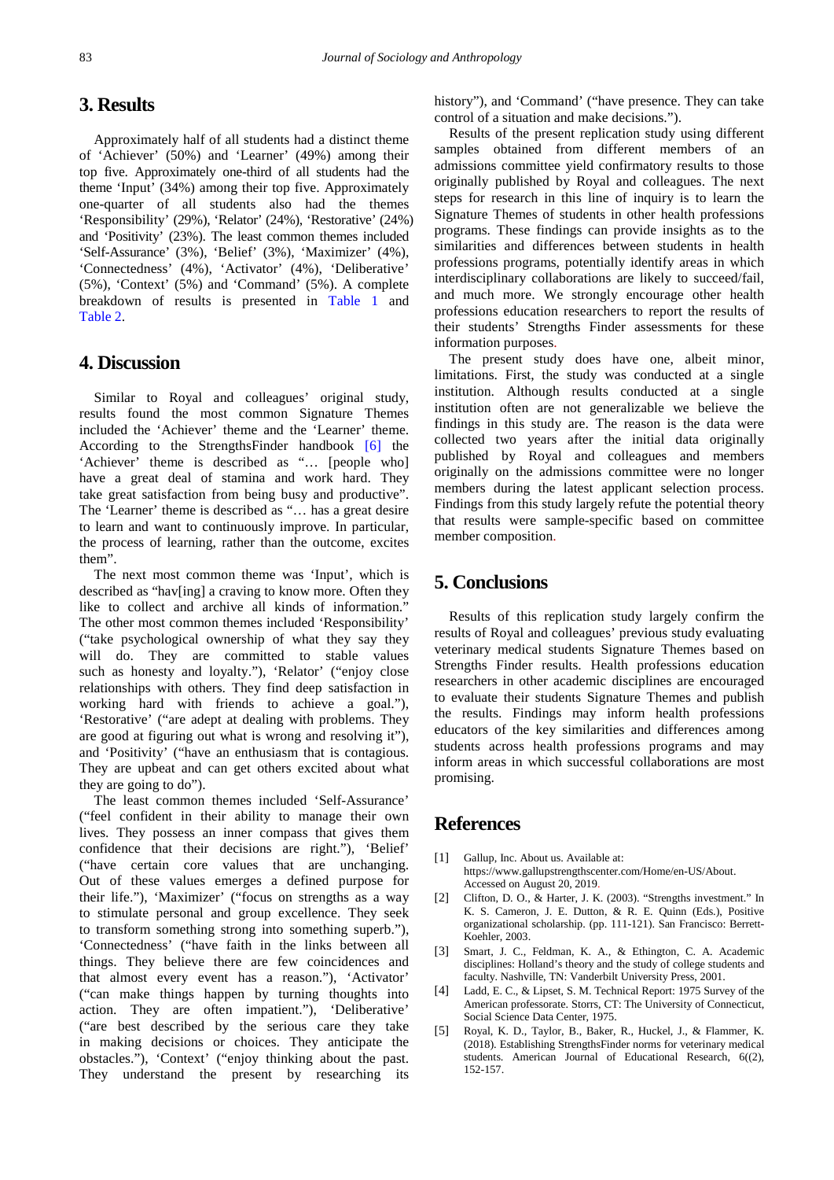## 3. Results

Approximately half of all students had a distinct theme of 'Achiever' (50%) and 'Learner' (49%) among their top five. Approximately one-third of all students had the theme 'Input' (34%) among their top five. Approximately one-quarter of all students also had the themes 'Responsibility' (29%), 'Relator' (24%), 'Restorative' (24%) and 'Positivity' (23%). The least common themes included 'Self-Assurance' (3%), 'Belief' (3%), 'Maximizer' (4%), 'Connectedness' (4%), 'Activator' (4%), 'Deliberative' (5%), 'Context' (5%) and 'Command' (5%). A complete breakdown of results is presented in Table 1 and Table 2.

## 4. Discussion

Similar to Royal and colleagues' original study, results found the most common Signature Themes included the 'Achiever' theme and the 'Learner' theme. According to the StrengthsFinder handbook [6] the 'Achiever' theme is described as "… [people who] have a great deal of stamina and work hard. They take great satisfaction from being busy and productive". The 'Learner' theme is described as "… has a great desire to learn and want to continuously improve. In particular, the process of learning, rather than the outcome, excites them".

The next most common theme was 'Input', which is described as "hav[ing] a craving to know more. Often they like to collect and archive all kinds of information." The other most common themes included 'Responsibility' ("take psychological ownership of what they say they will do. They are committed to stable values such as honesty and loyalty."), 'Relator' ("enjoy close relationships with others. They find deep satisfaction in working hard with friends to achieve a goal."), 'Restorative' ("are adept at dealing with problems. They are good at figuring out what is wrong and resolving it"), and 'Positivity' ("have an enthusiasm that is contagious. They are upbeat and can get others excited about what they are going to do").

The least common themes included 'Self-Assurance' ("feel confident in their ability to manage their own lives. They possess an inner compass that gives them confidence that their decisions are right."), 'Belief' ("have certain core values that are unchanging. Out of these values emerges a defined purpose for their life."), 'Maximizer' ("focus on strengths as a way to stimulate personal and group excellence. They seek to transform something strong into something superb."), 'Connectedness' ("have faith in the links between all things. They believe there are few coincidences and that almost every event has a reason."), 'Activator' ("can make things happen by turning thoughts into action. They are often impatient."), 'Deliberative' ("are best described by the serious care they take in making decisions or choices. They anticipate the obstacles."), 'Context' ("enjoy thinking about the past. They understand the present by researching its history"), and 'Command' ("have presence. They can take control of a situation and make decisions.").

Results of the present replication study using different samples obtained from different members of an admissions committee yield confirmatory results to those originally published by Royal and colleagues. The next steps for research in this line of inquiry is to learn the Signature Themes of students in other health professions programs. These findings can provide insights as to the similarities and differences between students in health professions programs, potentially identify areas in which interdisciplinary collaborations are likely to succeed/fail, and much more. We strongly encourage other health professions education researchers to report the results of their students' Strengths Finder assessments for these information purposes.

The present study does have one, albeit minor, limitations. First, the study was conducted at a single institution. Although results conducted at a single institution often are not generalizable we believe the findings in this study are. The reason is the data were collected two years after the initial data originally published by Royal and colleagues and members originally on the admissions committee were no longer members during the latest applicant selection process. Findings from this study largely refute the potential theory that results were sample-specific based on committee member composition.

## 5. Conclusions

Results of this replication study largely confirm the results of Royal and colleagues' previous study evaluating veterinary medical students Signature Themes based on Strengths Finder results. Health professions education researchers in other academic disciplines are encouraged to evaluate their students Signature Themes and publish the results. Findings may inform health professions educators of the key similarities and differences among students across health professions programs and may inform areas in which successful collaborations are most promising.

## References

[1] Gallup, Inc. About us. Available at: https://www.gallupstrengthscenter.com/Home/en-US/About. Accessed on August 20, 2019.

[2] Clifton, D. O., & Harter, J. K. (2003). "Strengths investment." In K. S. Cameron, J. E. Dutton, & R. E. Quinn (Eds.), Positive organizational scholarship. (pp. 111-121). San Francisco: Berrett-Koehler, 2003.

[3] Smart, J. C., Feldman, K. A., & Ethington, C. A. Academic disciplines: Holland's theory and the study of college students and faculty. Nashville, TN: Vanderbilt University Press, 2001.

[4] Ladd, E. C., & Lipset, S. M. Technical Report: 1975 Survey of the American professorate. Storrs, CT: The University of Connecticut, Social Science Data Center, 1975.

[5] Royal, K. D., Taylor, B., Baker, R., Huckel, J., & Flammer, K. (2018). Establishing StrengthsFinder norms for veterinary medical students. American Journal of Educational Research, 6((2), 152-157.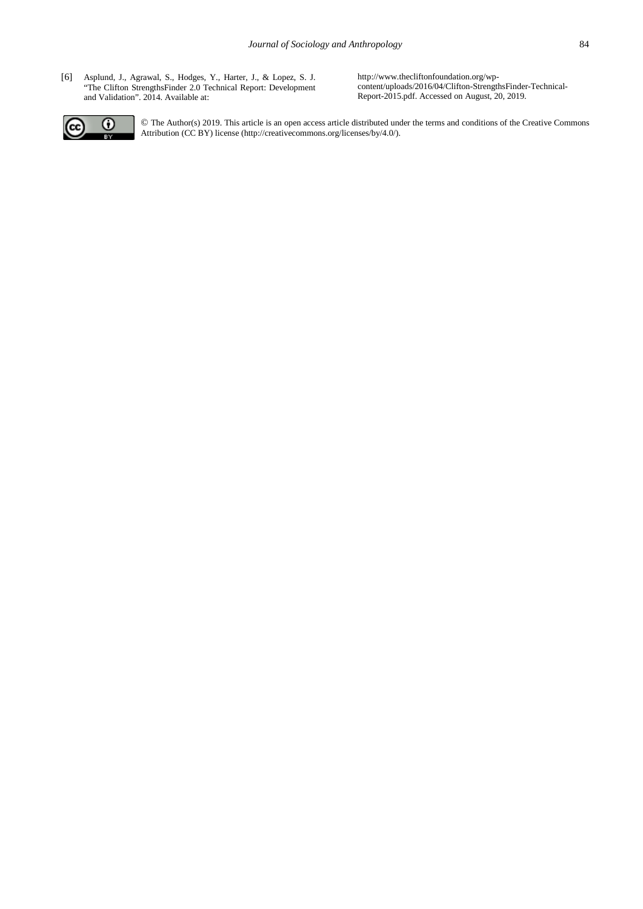[6] Asplund, J., Agrawal, S., Hodges, Y., Harter, J., & Lopez, S. J. "The Clifton StrengthsFinder 2.0 Technical Report: Development and Validation". 2014. Available at: http://www.thecliftonfoundation.org/wp-content/uploads/2016/04/Clifton-StrengthsFinder-Technical-Report-2015.pdf. Accessed on August, 20, 2019.

© The Author(s) 2019. This article is an open access article distributed under the terms and conditions of the Creative Commons Attribution (CC BY) license (http://creativecommons.org/licenses/by/4.0/).